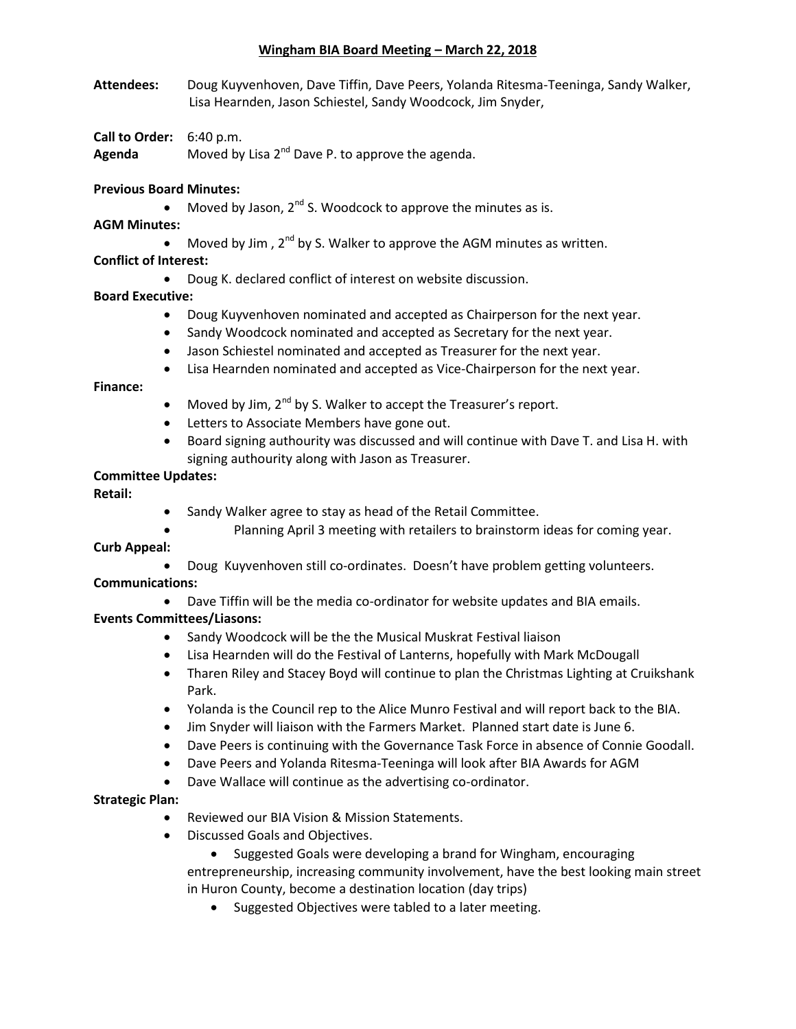# Wingham BIA Board Meeting – March 22, 2018

**Attendees:** Doug Kuyvenhoven, Dave Tiffin, Dave Peers, Yolanda Ritesma-Teeninga, Sandy Walker, Lisa Hearnden, Jason Schiestel, Sandy Woodcock, Jim Snyder,

**Call to Order:** 6:40 p.m.

**Agenda** Moved by Lisa 2nd Dave P. to approve the agenda.

**Previous Board Minutes:**

- Moved by Jason, 2nd S. Woodcock to approve the minutes as is.

**AGM Minutes:**

- Moved by Jim , 2nd by S. Walker to approve the AGM minutes as written.

**Conflict of Interest:**

- Doug K. declared conflict of interest on website discussion.

**Board Executive:**

- Doug Kuyvenhoven nominated and accepted as Chairperson for the next year.
- Sandy Woodcock nominated and accepted as Secretary for the next year.
- Jason Schiestel nominated and accepted as Treasurer for the next year.
- Lisa Hearnden nominated and accepted as Vice-Chairperson for the next year.

**Finance:**

- Moved by Jim, 2nd by S. Walker to accept the Treasurer's report.
- Letters to Associate Members have gone out.
- Board signing authourity was discussed and will continue with Dave T. and Lisa H. with signing authourity along with Jason as Treasurer.

**Committee Updates:**

**Retail:**

- Sandy Walker agree to stay as head of the Retail Committee.
- Planning April 3 meeting with retailers to brainstorm ideas for coming year.

**Curb Appeal:**

- Doug Kuyvenhoven still co-ordinates. Doesn't have problem getting volunteers.

**Communications:**

- Dave Tiffin will be the media co-ordinator for website updates and BIA emails.

**Events Committees/Liasons:**

- Sandy Woodcock will be the the Musical Muskrat Festival liaison
- Lisa Hearnden will do the Festival of Lanterns, hopefully with Mark McDougall
- Tharen Riley and Stacey Boyd will continue to plan the Christmas Lighting at Cruikshank Park.
- Yolanda is the Council rep to the Alice Munro Festival and will report back to the BIA.
- Jim Snyder will liaison with the Farmers Market. Planned start date is June 6.
- Dave Peers is continuing with the Governance Task Force in absence of Connie Goodall.
- Dave Peers and Yolanda Ritesma-Teeninga will look after BIA Awards for AGM
- Dave Wallace will continue as the advertising co-ordinator.

**Strategic Plan:**

- Reviewed our BIA Vision & Mission Statements.
- Discussed Goals and Objectives.
  - Suggested Goals were developing a brand for Wingham, encouraging entrepreneurship, increasing community involvement, have the best looking main street in Huron County, become a destination location (day trips)
  - Suggested Objectives were tabled to a later meeting.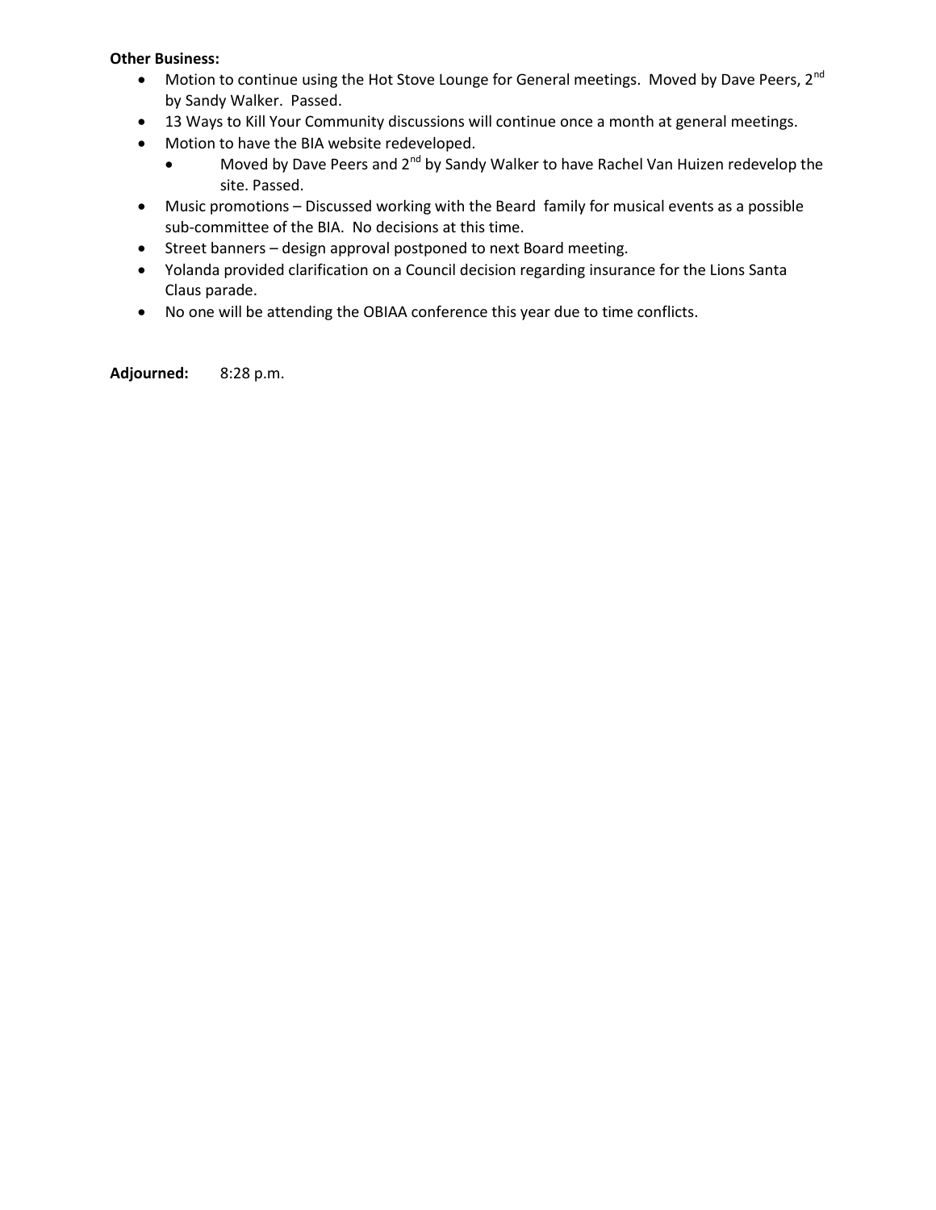**Other Business:**

- Motion to continue using the Hot Stove Lounge for General meetings. Moved by Dave Peers, 2nd by Sandy Walker. Passed.
- 13 Ways to Kill Your Community discussions will continue once a month at general meetings.
- Motion to have the BIA website redeveloped.
  - Moved by Dave Peers and 2nd by Sandy Walker to have Rachel Van Huizen redevelop the site. Passed.
- Music promotions – Discussed working with the Beard family for musical events as a possible sub-committee of the BIA. No decisions at this time.
- Street banners – design approval postponed to next Board meeting.
- Yolanda provided clarification on a Council decision regarding insurance for the Lions Santa Claus parade.
- No one will be attending the OBIAA conference this year due to time conflicts.

**Adjourned:** 8:28 p.m.